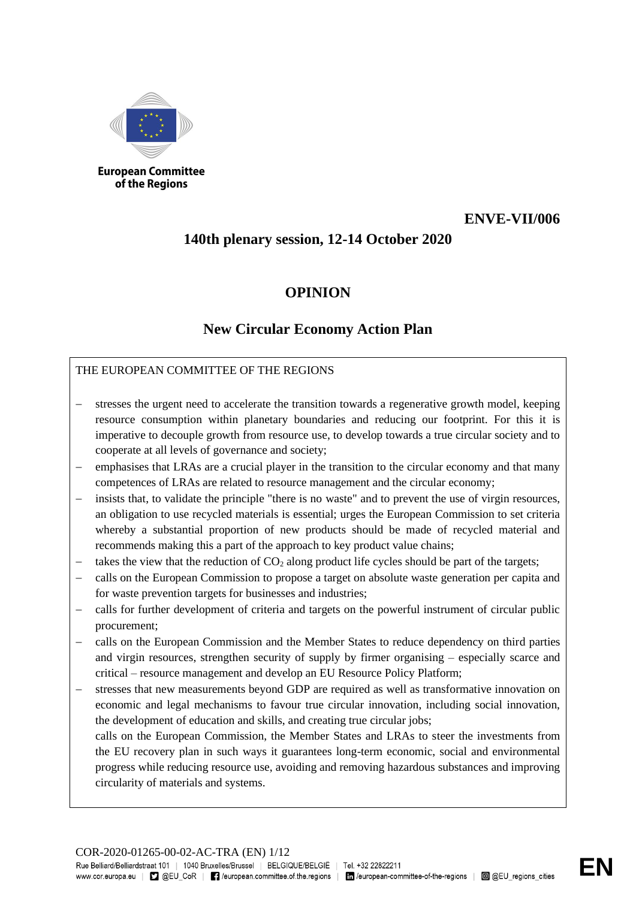European Committee of the Regions

**ENVE-VII/006**

**140th plenary session, 12-14 October 2020**

# OPINION

## New Circular Economy Action Plan

THE EUROPEAN COMMITTEE OF THE REGIONS

- stresses the urgent need to accelerate the transition towards a regenerative growth model, keeping resource consumption within planetary boundaries and reducing our footprint. For this it is imperative to decouple growth from resource use, to develop towards a true circular society and to cooperate at all levels of governance and society;
- emphasises that LRAs are a crucial player in the transition to the circular economy and that many competences of LRAs are related to resource management and the circular economy;
- insists that, to validate the principle "there is no waste" and to prevent the use of virgin resources, an obligation to use recycled materials is essential; urges the European Commission to set criteria whereby a substantial proportion of new products should be made of recycled material and recommends making this a part of the approach to key product value chains;
- takes the view that the reduction of $CO_2$ along product life cycles should be part of the targets;
- calls on the European Commission to propose a target on absolute waste generation per capita and for waste prevention targets for businesses and industries;
- calls for further development of criteria and targets on the powerful instrument of circular public procurement;
- calls on the European Commission and the Member States to reduce dependency on third parties and virgin resources, strengthen security of supply by firmer organising – especially scarce and critical – resource management and develop an EU Resource Policy Platform;
- stresses that new measurements beyond GDP are required as well as transformative innovation on economic and legal mechanisms to favour true circular innovation, including social innovation, the development of education and skills, and creating true circular jobs;

  calls on the European Commission, the Member States and LRAs to steer the investments from the EU recovery plan in such ways it guarantees long-term economic, social and environmental progress while reducing resource use, avoiding and removing hazardous substances and improving circularity of materials and systems.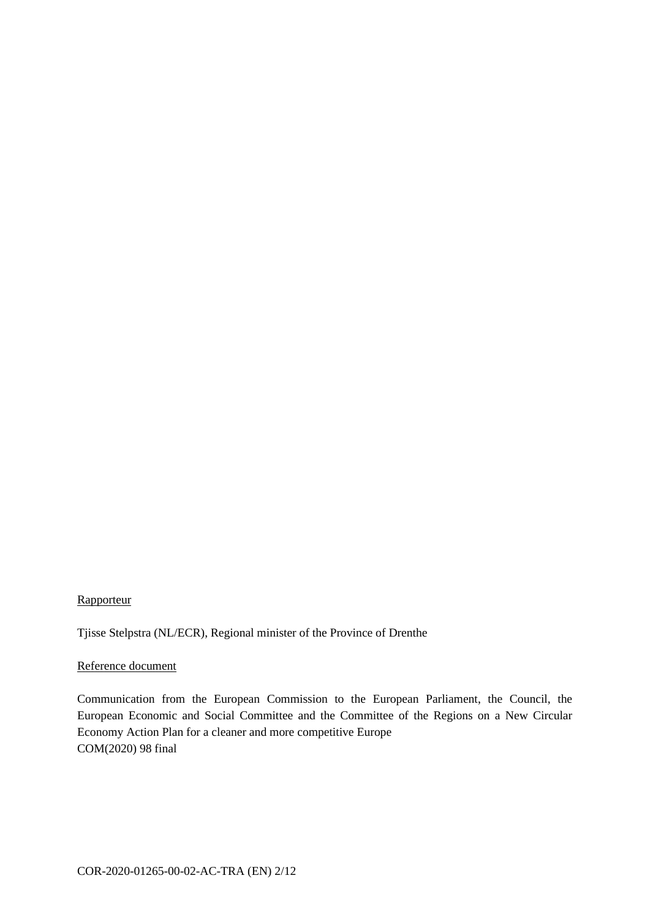<u>Rapporteur</u>

Tjisse Stelpstra (NL/ECR), Regional minister of the Province of Drenthe

<u>Reference document</u>

Communication from the European Commission to the European Parliament, the Council, the European Economic and Social Committee and the Committee of the Regions on a New Circular Economy Action Plan for a cleaner and more competitive Europe
COM(2020) 98 final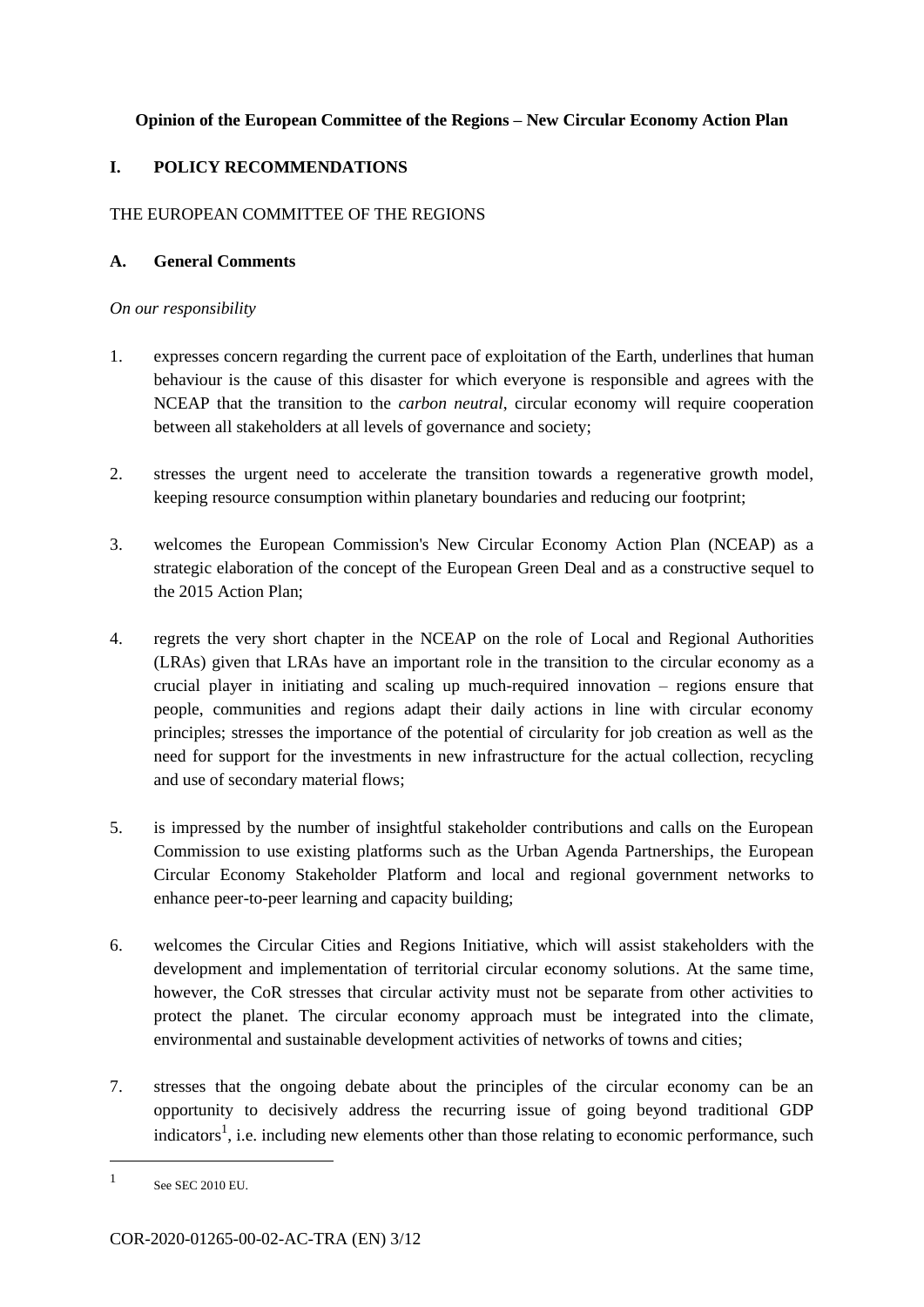**Opinion of the European Committee of the Regions – New Circular Economy Action Plan**

## I. POLICY RECOMMENDATIONS

THE EUROPEAN COMMITTEE OF THE REGIONS

### A. General Comments

*On our responsibility*

1. expresses concern regarding the current pace of exploitation of the Earth, underlines that human behaviour is the cause of this disaster for which everyone is responsible and agrees with the NCEAP that the transition to the *carbon neutral*, circular economy will require cooperation between all stakeholders at all levels of governance and society;

2. stresses the urgent need to accelerate the transition towards a regenerative growth model, keeping resource consumption within planetary boundaries and reducing our footprint;

3. welcomes the European Commission's New Circular Economy Action Plan (NCEAP) as a strategic elaboration of the concept of the European Green Deal and as a constructive sequel to the 2015 Action Plan;

4. regrets the very short chapter in the NCEAP on the role of Local and Regional Authorities (LRAs) given that LRAs have an important role in the transition to the circular economy as a crucial player in initiating and scaling up much-required innovation – regions ensure that people, communities and regions adapt their daily actions in line with circular economy principles; stresses the importance of the potential of circularity for job creation as well as the need for support for the investments in new infrastructure for the actual collection, recycling and use of secondary material flows;

5. is impressed by the number of insightful stakeholder contributions and calls on the European Commission to use existing platforms such as the Urban Agenda Partnerships, the European Circular Economy Stakeholder Platform and local and regional government networks to enhance peer-to-peer learning and capacity building;

6. welcomes the Circular Cities and Regions Initiative, which will assist stakeholders with the development and implementation of territorial circular economy solutions. At the same time, however, the CoR stresses that circular activity must not be separate from other activities to protect the planet. The circular economy approach must be integrated into the climate, environmental and sustainable development activities of networks of towns and cities;

7. stresses that the ongoing debate about the principles of the circular economy can be an opportunity to decisively address the recurring issue of going beyond traditional GDP indicators[1], i.e. including new elements other than those relating to economic performance, such

---

[1] See SEC 2010 EU.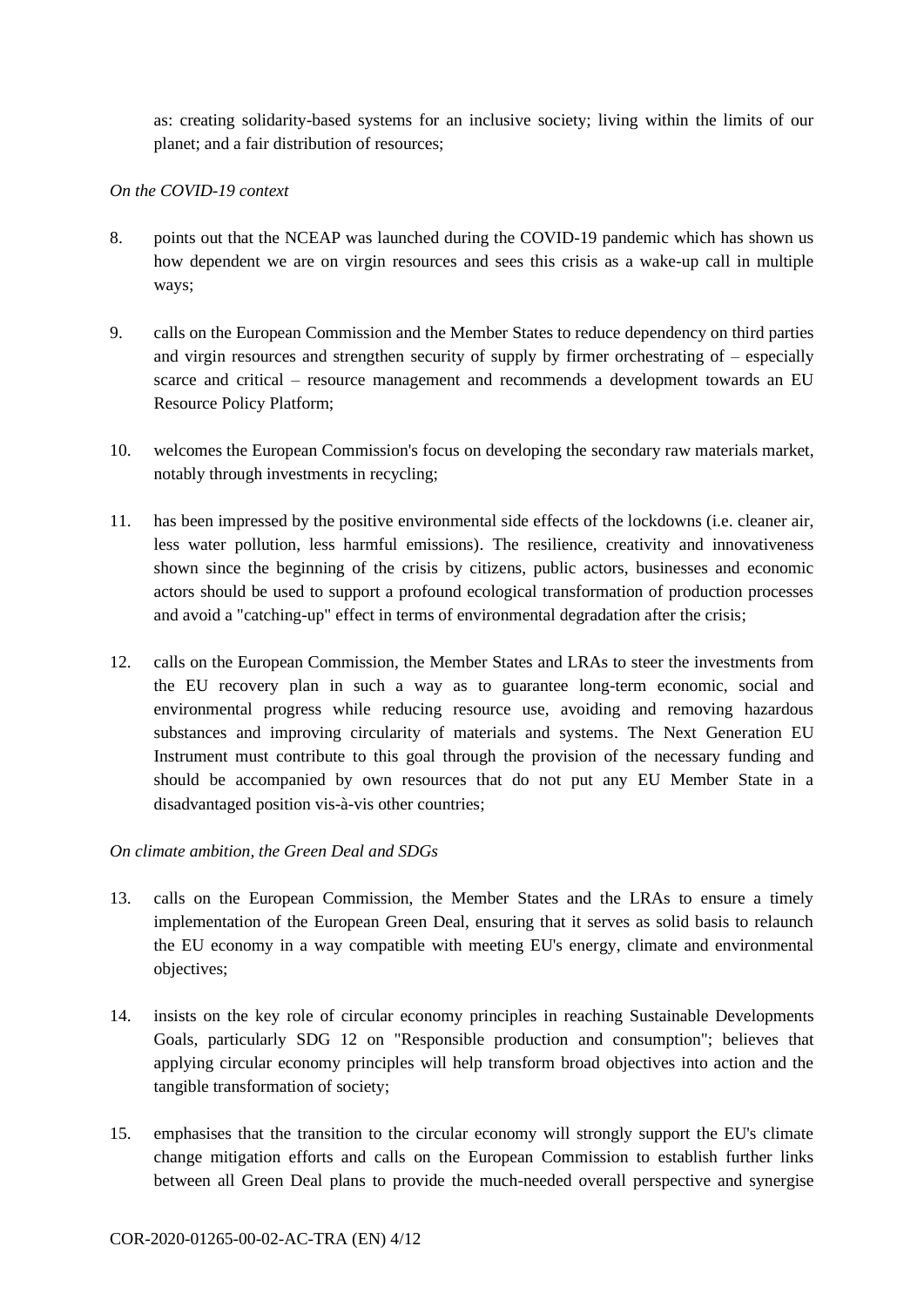as: creating solidarity-based systems for an inclusive society; living within the limits of our planet; and a fair distribution of resources;

*On the COVID-19 context*

8. points out that the NCEAP was launched during the COVID-19 pandemic which has shown us how dependent we are on virgin resources and sees this crisis as a wake-up call in multiple ways;

9. calls on the European Commission and the Member States to reduce dependency on third parties and virgin resources and strengthen security of supply by firmer orchestrating of – especially scarce and critical – resource management and recommends a development towards an EU Resource Policy Platform;

10. welcomes the European Commission's focus on developing the secondary raw materials market, notably through investments in recycling;

11. has been impressed by the positive environmental side effects of the lockdowns (i.e. cleaner air, less water pollution, less harmful emissions). The resilience, creativity and innovativeness shown since the beginning of the crisis by citizens, public actors, businesses and economic actors should be used to support a profound ecological transformation of production processes and avoid a "catching-up" effect in terms of environmental degradation after the crisis;

12. calls on the European Commission, the Member States and LRAs to steer the investments from the EU recovery plan in such a way as to guarantee long-term economic, social and environmental progress while reducing resource use, avoiding and removing hazardous substances and improving circularity of materials and systems. The Next Generation EU Instrument must contribute to this goal through the provision of the necessary funding and should be accompanied by own resources that do not put any EU Member State in a disadvantaged position vis-à-vis other countries;

*On climate ambition, the Green Deal and SDGs*

13. calls on the European Commission, the Member States and the LRAs to ensure a timely implementation of the European Green Deal, ensuring that it serves as solid basis to relaunch the EU economy in a way compatible with meeting EU's energy, climate and environmental objectives;

14. insists on the key role of circular economy principles in reaching Sustainable Developments Goals, particularly SDG 12 on "Responsible production and consumption"; believes that applying circular economy principles will help transform broad objectives into action and the tangible transformation of society;

15. emphasises that the transition to the circular economy will strongly support the EU's climate change mitigation efforts and calls on the European Commission to establish further links between all Green Deal plans to provide the much-needed overall perspective and synergise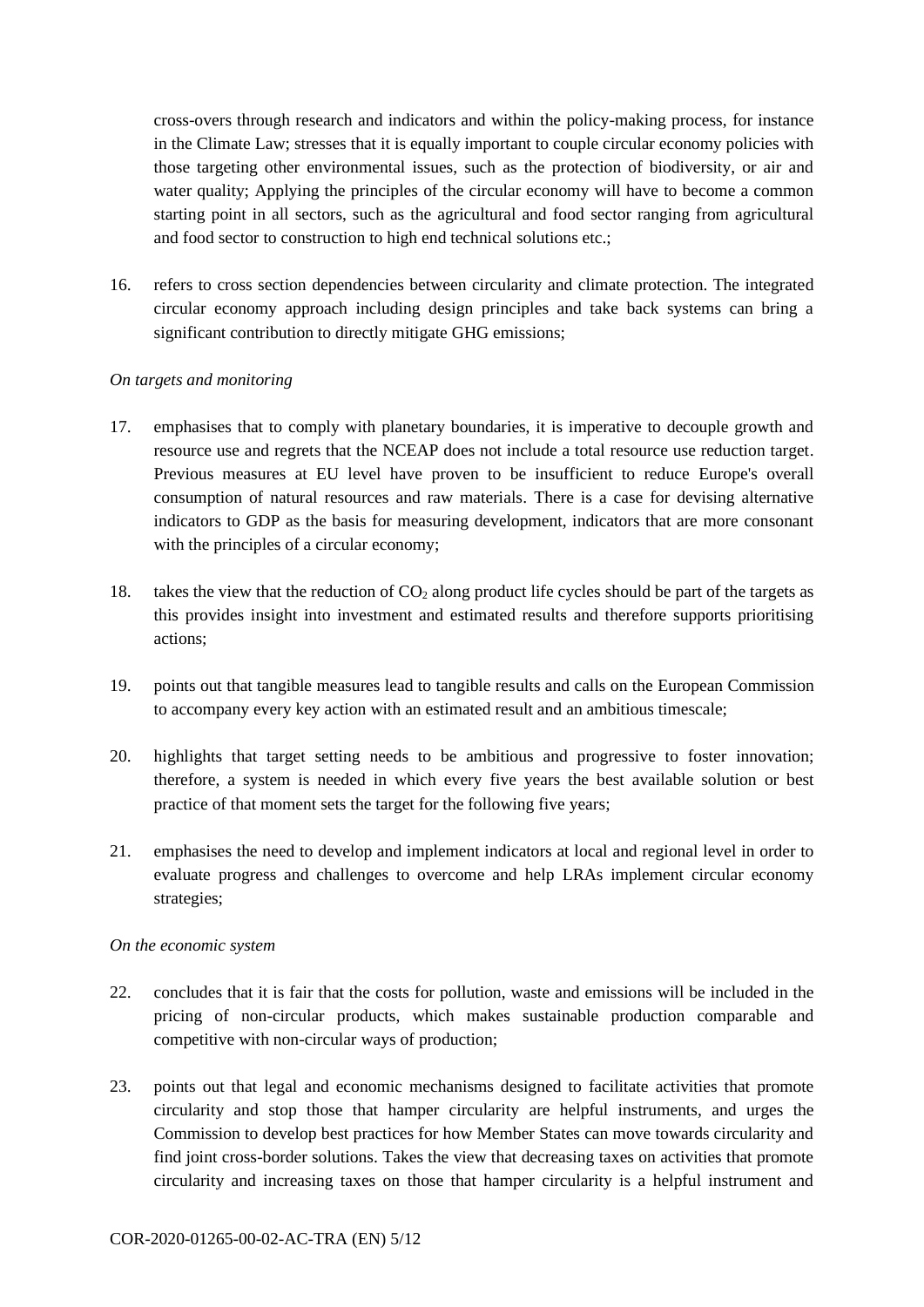cross-overs through research and indicators and within the policy-making process, for instance in the Climate Law; stresses that it is equally important to couple circular economy policies with those targeting other environmental issues, such as the protection of biodiversity, or air and water quality; Applying the principles of the circular economy will have to become a common starting point in all sectors, such as the agricultural and food sector ranging from agricultural and food sector to construction to high end technical solutions etc.;

16. refers to cross section dependencies between circularity and climate protection. The integrated circular economy approach including design principles and take back systems can bring a significant contribution to directly mitigate GHG emissions;

*On targets and monitoring*

17. emphasises that to comply with planetary boundaries, it is imperative to decouple growth and resource use and regrets that the NCEAP does not include a total resource use reduction target. Previous measures at EU level have proven to be insufficient to reduce Europe's overall consumption of natural resources and raw materials. There is a case for devising alternative indicators to GDP as the basis for measuring development, indicators that are more consonant with the principles of a circular economy;

18. takes the view that the reduction of $CO_2$ along product life cycles should be part of the targets as this provides insight into investment and estimated results and therefore supports prioritising actions;

19. points out that tangible measures lead to tangible results and calls on the European Commission to accompany every key action with an estimated result and an ambitious timescale;

20. highlights that target setting needs to be ambitious and progressive to foster innovation; therefore, a system is needed in which every five years the best available solution or best practice of that moment sets the target for the following five years;

21. emphasises the need to develop and implement indicators at local and regional level in order to evaluate progress and challenges to overcome and help LRAs implement circular economy strategies;

*On the economic system*

22. concludes that it is fair that the costs for pollution, waste and emissions will be included in the pricing of non-circular products, which makes sustainable production comparable and competitive with non-circular ways of production;

23. points out that legal and economic mechanisms designed to facilitate activities that promote circularity and stop those that hamper circularity are helpful instruments, and urges the Commission to develop best practices for how Member States can move towards circularity and find joint cross-border solutions. Takes the view that decreasing taxes on activities that promote circularity and increasing taxes on those that hamper circularity is a helpful instrument and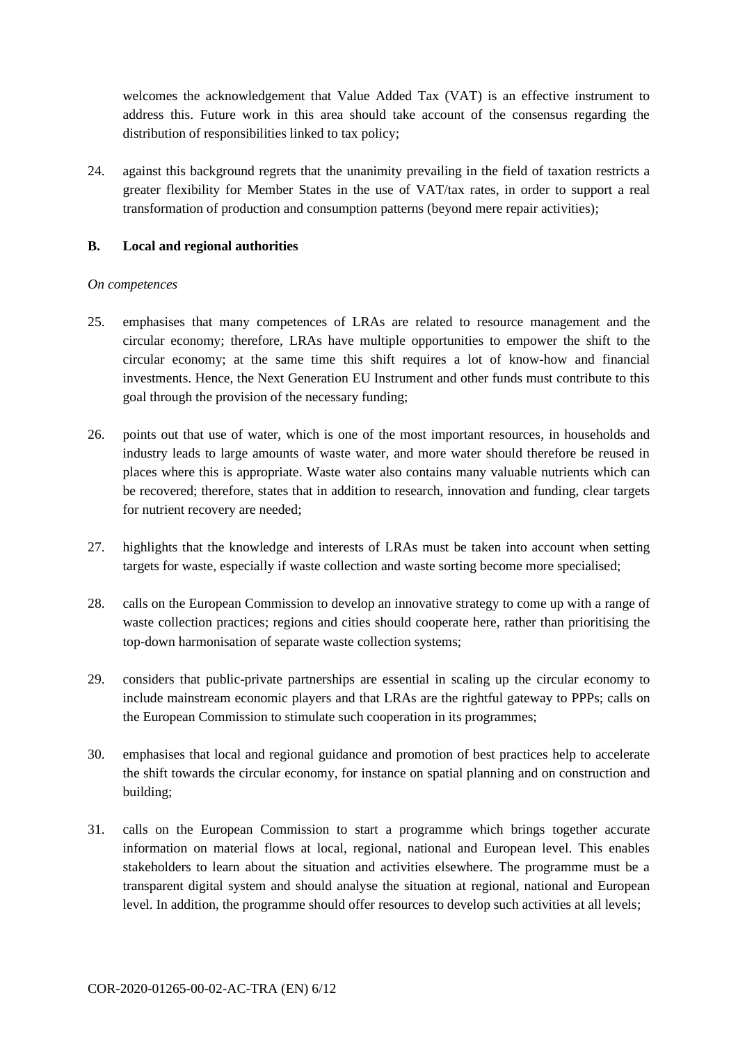welcomes the acknowledgement that Value Added Tax (VAT) is an effective instrument to address this. Future work in this area should take account of the consensus regarding the distribution of responsibilities linked to tax policy;

24. against this background regrets that the unanimity prevailing in the field of taxation restricts a greater flexibility for Member States in the use of VAT/tax rates, in order to support a real transformation of production and consumption patterns (beyond mere repair activities);

**B. Local and regional authorities**

*On competences*

25. emphasises that many competences of LRAs are related to resource management and the circular economy; therefore, LRAs have multiple opportunities to empower the shift to the circular economy; at the same time this shift requires a lot of know-how and financial investments. Hence, the Next Generation EU Instrument and other funds must contribute to this goal through the provision of the necessary funding;

26. points out that use of water, which is one of the most important resources, in households and industry leads to large amounts of waste water, and more water should therefore be reused in places where this is appropriate. Waste water also contains many valuable nutrients which can be recovered; therefore, states that in addition to research, innovation and funding, clear targets for nutrient recovery are needed;

27. highlights that the knowledge and interests of LRAs must be taken into account when setting targets for waste, especially if waste collection and waste sorting become more specialised;

28. calls on the European Commission to develop an innovative strategy to come up with a range of waste collection practices; regions and cities should cooperate here, rather than prioritising the top-down harmonisation of separate waste collection systems;

29. considers that public-private partnerships are essential in scaling up the circular economy to include mainstream economic players and that LRAs are the rightful gateway to PPPs; calls on the European Commission to stimulate such cooperation in its programmes;

30. emphasises that local and regional guidance and promotion of best practices help to accelerate the shift towards the circular economy, for instance on spatial planning and on construction and building;

31. calls on the European Commission to start a programme which brings together accurate information on material flows at local, regional, national and European level. This enables stakeholders to learn about the situation and activities elsewhere. The programme must be a transparent digital system and should analyse the situation at regional, national and European level. In addition, the programme should offer resources to develop such activities at all levels;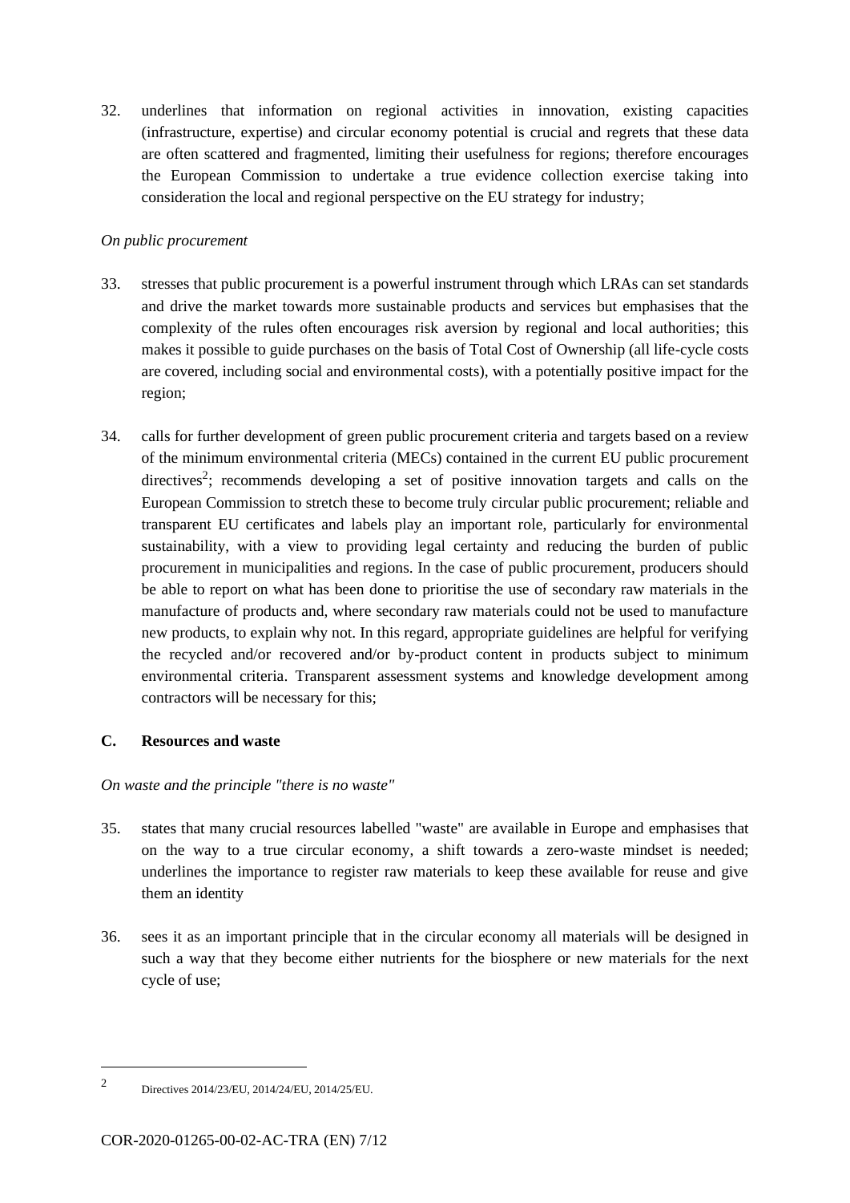32. underlines that information on regional activities in innovation, existing capacities (infrastructure, expertise) and circular economy potential is crucial and regrets that these data are often scattered and fragmented, limiting their usefulness for regions; therefore encourages the European Commission to undertake a true evidence collection exercise taking into consideration the local and regional perspective on the EU strategy for industry;

*On public procurement*

33. stresses that public procurement is a powerful instrument through which LRAs can set standards and drive the market towards more sustainable products and services but emphasises that the complexity of the rules often encourages risk aversion by regional and local authorities; this makes it possible to guide purchases on the basis of Total Cost of Ownership (all life-cycle costs are covered, including social and environmental costs), with a potentially positive impact for the region;

34. calls for further development of green public procurement criteria and targets based on a review of the minimum environmental criteria (MECs) contained in the current EU public procurement directives[2]; recommends developing a set of positive innovation targets and calls on the European Commission to stretch these to become truly circular public procurement; reliable and transparent EU certificates and labels play an important role, particularly for environmental sustainability, with a view to providing legal certainty and reducing the burden of public procurement in municipalities and regions. In the case of public procurement, producers should be able to report on what has been done to prioritise the use of secondary raw materials in the manufacture of products and, where secondary raw materials could not be used to manufacture new products, to explain why not. In this regard, appropriate guidelines are helpful for verifying the recycled and/or recovered and/or by-product content in products subject to minimum environmental criteria. Transparent assessment systems and knowledge development among contractors will be necessary for this;

**C. Resources and waste**

*On waste and the principle "there is no waste"*

35. states that many crucial resources labelled "waste" are available in Europe and emphasises that on the way to a true circular economy, a shift towards a zero-waste mindset is needed; underlines the importance to register raw materials to keep these available for reuse and give them an identity

36. sees it as an important principle that in the circular economy all materials will be designed in such a way that they become either nutrients for the biosphere or new materials for the next cycle of use;

---

[2] Directives 2014/23/EU, 2014/24/EU, 2014/25/EU.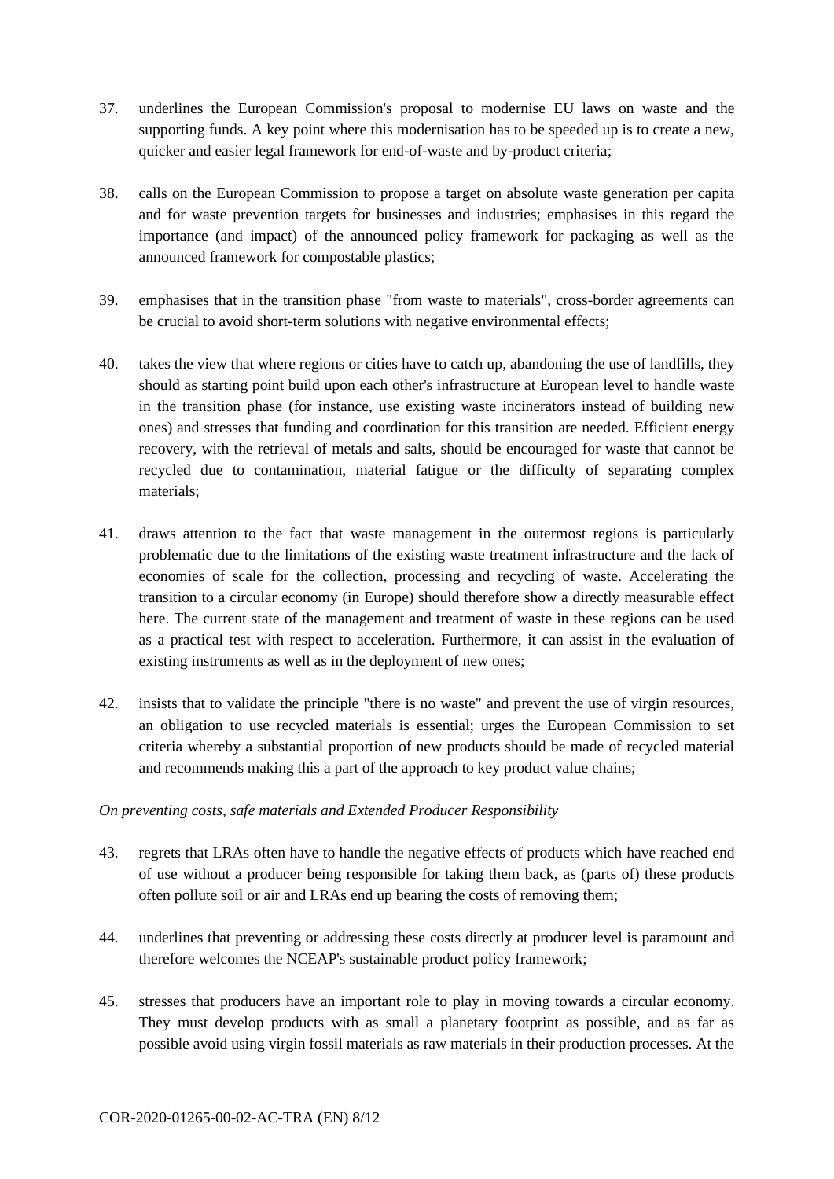37. underlines the European Commission's proposal to modernise EU laws on waste and the supporting funds. A key point where this modernisation has to be speeded up is to create a new, quicker and easier legal framework for end-of-waste and by-product criteria;

38. calls on the European Commission to propose a target on absolute waste generation per capita and for waste prevention targets for businesses and industries; emphasises in this regard the importance (and impact) of the announced policy framework for packaging as well as the announced framework for compostable plastics;

39. emphasises that in the transition phase "from waste to materials", cross-border agreements can be crucial to avoid short-term solutions with negative environmental effects;

40. takes the view that where regions or cities have to catch up, abandoning the use of landfills, they should as starting point build upon each other's infrastructure at European level to handle waste in the transition phase (for instance, use existing waste incinerators instead of building new ones) and stresses that funding and coordination for this transition are needed. Efficient energy recovery, with the retrieval of metals and salts, should be encouraged for waste that cannot be recycled due to contamination, material fatigue or the difficulty of separating complex materials;

41. draws attention to the fact that waste management in the outermost regions is particularly problematic due to the limitations of the existing waste treatment infrastructure and the lack of economies of scale for the collection, processing and recycling of waste. Accelerating the transition to a circular economy (in Europe) should therefore show a directly measurable effect here. The current state of the management and treatment of waste in these regions can be used as a practical test with respect to acceleration. Furthermore, it can assist in the evaluation of existing instruments as well as in the deployment of new ones;

42. insists that to validate the principle "there is no waste" and prevent the use of virgin resources, an obligation to use recycled materials is essential; urges the European Commission to set criteria whereby a substantial proportion of new products should be made of recycled material and recommends making this a part of the approach to key product value chains;

*On preventing costs, safe materials and Extended Producer Responsibility*

43. regrets that LRAs often have to handle the negative effects of products which have reached end of use without a producer being responsible for taking them back, as (parts of) these products often pollute soil or air and LRAs end up bearing the costs of removing them;

44. underlines that preventing or addressing these costs directly at producer level is paramount and therefore welcomes the NCEAP's sustainable product policy framework;

45. stresses that producers have an important role to play in moving towards a circular economy. They must develop products with as small a planetary footprint as possible, and as far as possible avoid using virgin fossil materials as raw materials in their production processes. At the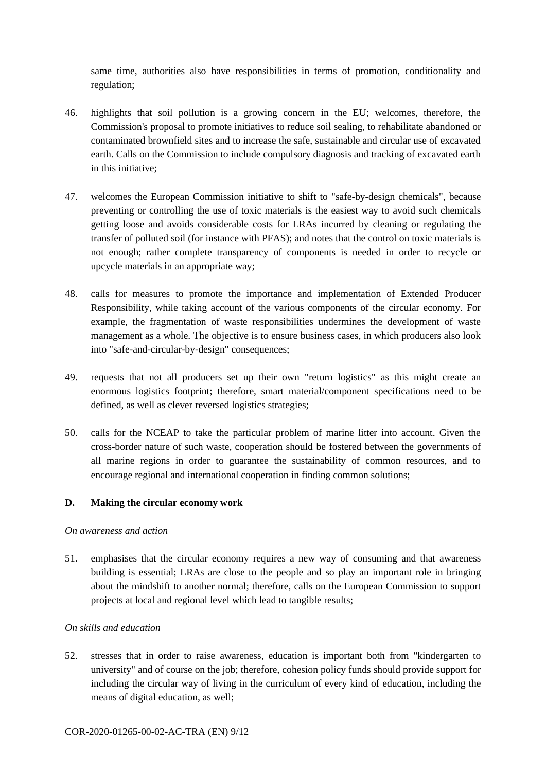same time, authorities also have responsibilities in terms of promotion, conditionality and regulation;

46. highlights that soil pollution is a growing concern in the EU; welcomes, therefore, the Commission's proposal to promote initiatives to reduce soil sealing, to rehabilitate abandoned or contaminated brownfield sites and to increase the safe, sustainable and circular use of excavated earth. Calls on the Commission to include compulsory diagnosis and tracking of excavated earth in this initiative;

47. welcomes the European Commission initiative to shift to "safe-by-design chemicals", because preventing or controlling the use of toxic materials is the easiest way to avoid such chemicals getting loose and avoids considerable costs for LRAs incurred by cleaning or regulating the transfer of polluted soil (for instance with PFAS); and notes that the control on toxic materials is not enough; rather complete transparency of components is needed in order to recycle or upcycle materials in an appropriate way;

48. calls for measures to promote the importance and implementation of Extended Producer Responsibility, while taking account of the various components of the circular economy. For example, the fragmentation of waste responsibilities undermines the development of waste management as a whole. The objective is to ensure business cases, in which producers also look into "safe-and-circular-by-design" consequences;

49. requests that not all producers set up their own "return logistics" as this might create an enormous logistics footprint; therefore, smart material/component specifications need to be defined, as well as clever reversed logistics strategies;

50. calls for the NCEAP to take the particular problem of marine litter into account. Given the cross-border nature of such waste, cooperation should be fostered between the governments of all marine regions in order to guarantee the sustainability of common resources, and to encourage regional and international cooperation in finding common solutions;

## D. Making the circular economy work

*On awareness and action*

51. emphasises that the circular economy requires a new way of consuming and that awareness building is essential; LRAs are close to the people and so play an important role in bringing about the mindshift to another normal; therefore, calls on the European Commission to support projects at local and regional level which lead to tangible results;

*On skills and education*

52. stresses that in order to raise awareness, education is important both from "kindergarten to university" and of course on the job; therefore, cohesion policy funds should provide support for including the circular way of living in the curriculum of every kind of education, including the means of digital education, as well;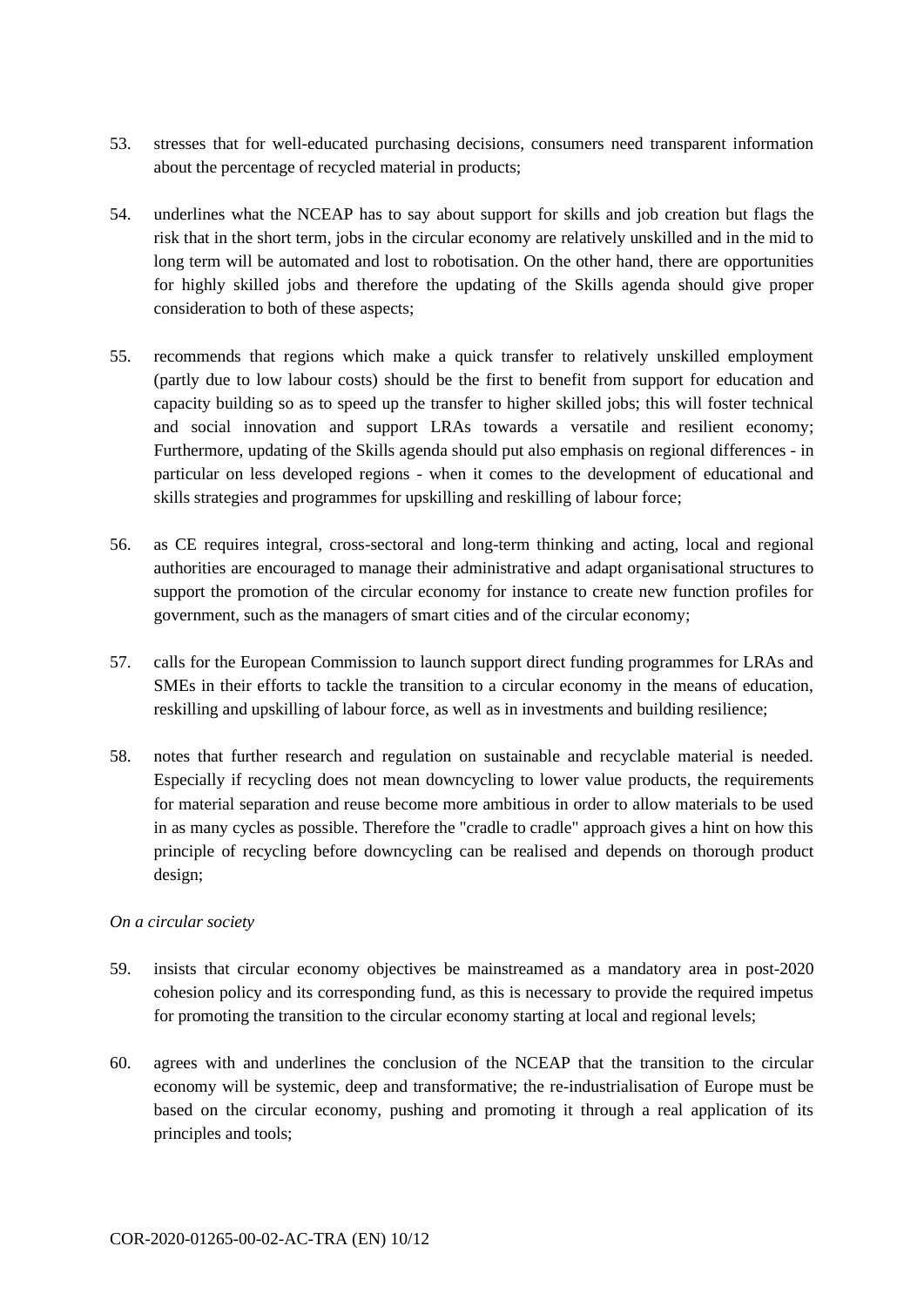53. stresses that for well-educated purchasing decisions, consumers need transparent information about the percentage of recycled material in products;

54. underlines what the NCEAP has to say about support for skills and job creation but flags the risk that in the short term, jobs in the circular economy are relatively unskilled and in the mid to long term will be automated and lost to robotisation. On the other hand, there are opportunities for highly skilled jobs and therefore the updating of the Skills agenda should give proper consideration to both of these aspects;

55. recommends that regions which make a quick transfer to relatively unskilled employment (partly due to low labour costs) should be the first to benefit from support for education and capacity building so as to speed up the transfer to higher skilled jobs; this will foster technical and social innovation and support LRAs towards a versatile and resilient economy; Furthermore, updating of the Skills agenda should put also emphasis on regional differences - in particular on less developed regions - when it comes to the development of educational and skills strategies and programmes for upskilling and reskilling of labour force;

56. as CE requires integral, cross-sectoral and long-term thinking and acting, local and regional authorities are encouraged to manage their administrative and adapt organisational structures to support the promotion of the circular economy for instance to create new function profiles for government, such as the managers of smart cities and of the circular economy;

57. calls for the European Commission to launch support direct funding programmes for LRAs and SMEs in their efforts to tackle the transition to a circular economy in the means of education, reskilling and upskilling of labour force, as well as in investments and building resilience;

58. notes that further research and regulation on sustainable and recyclable material is needed. Especially if recycling does not mean downcycling to lower value products, the requirements for material separation and reuse become more ambitious in order to allow materials to be used in as many cycles as possible. Therefore the "cradle to cradle" approach gives a hint on how this principle of recycling before downcycling can be realised and depends on thorough product design;

*On a circular society*

59. insists that circular economy objectives be mainstreamed as a mandatory area in post-2020 cohesion policy and its corresponding fund, as this is necessary to provide the required impetus for promoting the transition to the circular economy starting at local and regional levels;

60. agrees with and underlines the conclusion of the NCEAP that the transition to the circular economy will be systemic, deep and transformative; the re-industrialisation of Europe must be based on the circular economy, pushing and promoting it through a real application of its principles and tools;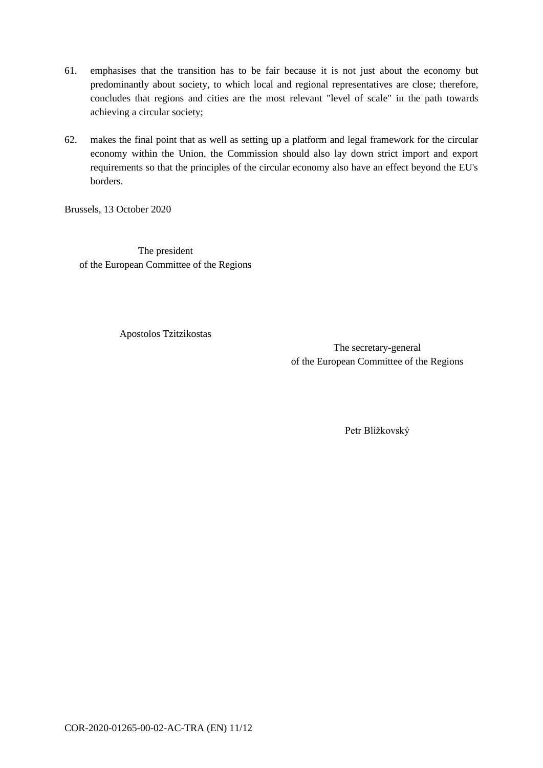61. emphasises that the transition has to be fair because it is not just about the economy but predominantly about society, to which local and regional representatives are close; therefore, concludes that regions and cities are the most relevant "level of scale" in the path towards achieving a circular society;

62. makes the final point that as well as setting up a platform and legal framework for the circular economy within the Union, the Commission should also lay down strict import and export requirements so that the principles of the circular economy also have an effect beyond the EU's borders.

Brussels, 13 October 2020

The president
of the European Committee of the Regions

Apostolos Tzitzikostas

The secretary-general
of the European Committee of the Regions

Petr Blížkovský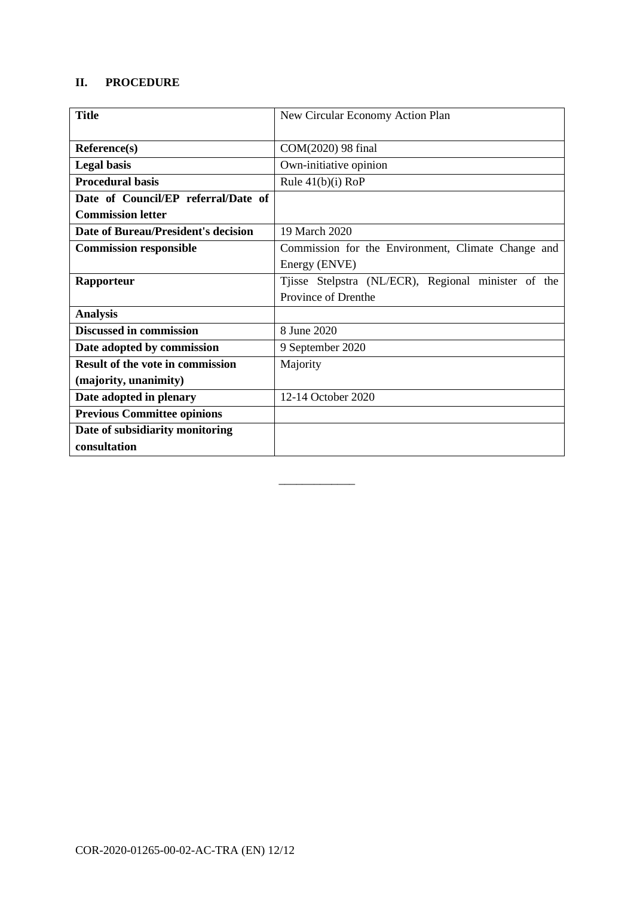## II. PROCEDURE

| | |
|---|---|
| **Title** | New Circular Economy Action Plan |
| **Reference(s)** | COM(2020) 98 final |
| **Legal basis** | Own-initiative opinion |
| **Procedural basis** | Rule 41(b)(i) RoP |
| **Date of Council/EP referral/Date of Commission letter** | |
| **Date of Bureau/President's decision** | 19 March 2020 |
| **Commission responsible** | Commission for the Environment, Climate Change and Energy (ENVE) |
| **Rapporteur** | Tjisse Stelpstra (NL/ECR), Regional minister of the Province of Drenthe |
| **Analysis** | |
| **Discussed in commission** | 8 June 2020 |
| **Date adopted by commission** | 9 September 2020 |
| **Result of the vote in commission (majority, unanimity)** | Majority |
| **Date adopted in plenary** | 12-14 October 2020 |
| **Previous Committee opinions** | |
| **Date of subsidiarity monitoring consultation** | |

_____________